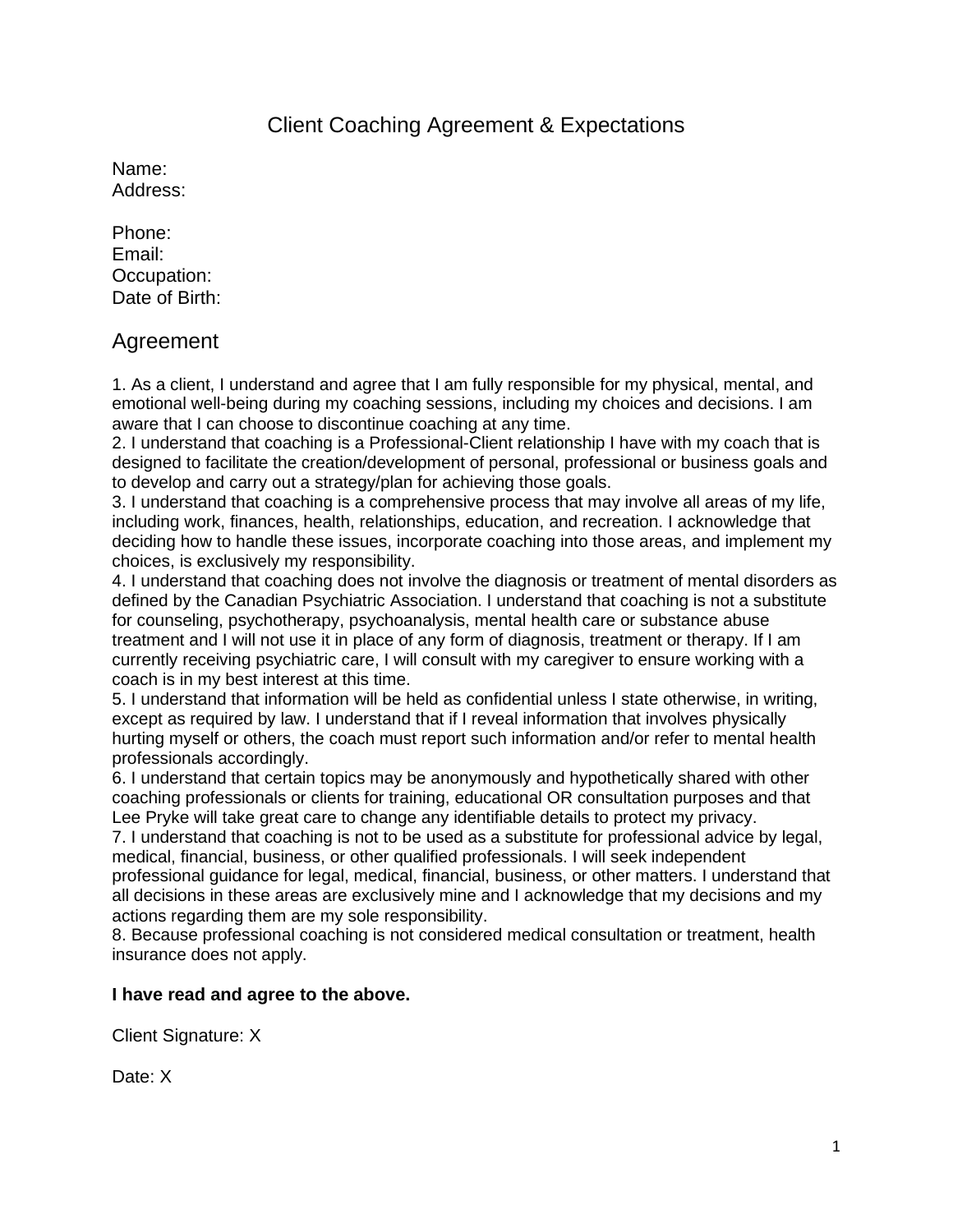# Client Coaching Agreement & Expectations

Name:
Address:

Phone:
Email:
Occupation:
Date of Birth:

## Agreement

1. As a client, I understand and agree that I am fully responsible for my physical, mental, and emotional well-being during my coaching sessions, including my choices and decisions. I am aware that I can choose to discontinue coaching at any time.
2. I understand that coaching is a Professional-Client relationship I have with my coach that is designed to facilitate the creation/development of personal, professional or business goals and to develop and carry out a strategy/plan for achieving those goals.
3. I understand that coaching is a comprehensive process that may involve all areas of my life, including work, finances, health, relationships, education, and recreation. I acknowledge that deciding how to handle these issues, incorporate coaching into those areas, and implement my choices, is exclusively my responsibility.
4. I understand that coaching does not involve the diagnosis or treatment of mental disorders as defined by the Canadian Psychiatric Association. I understand that coaching is not a substitute for counseling, psychotherapy, psychoanalysis, mental health care or substance abuse treatment and I will not use it in place of any form of diagnosis, treatment or therapy. If I am currently receiving psychiatric care, I will consult with my caregiver to ensure working with a coach is in my best interest at this time.
5. I understand that information will be held as confidential unless I state otherwise, in writing, except as required by law. I understand that if I reveal information that involves physically hurting myself or others, the coach must report such information and/or refer to mental health professionals accordingly.
6. I understand that certain topics may be anonymously and hypothetically shared with other coaching professionals or clients for training, educational OR consultation purposes and that Lee Pryke will take great care to change any identifiable details to protect my privacy.
7. I understand that coaching is not to be used as a substitute for professional advice by legal, medical, financial, business, or other qualified professionals. I will seek independent professional guidance for legal, medical, financial, business, or other matters. I understand that all decisions in these areas are exclusively mine and I acknowledge that my decisions and my actions regarding them are my sole responsibility.
8. Because professional coaching is not considered medical consultation or treatment, health insurance does not apply.

**I have read and agree to the above.**

Client Signature: X

Date: X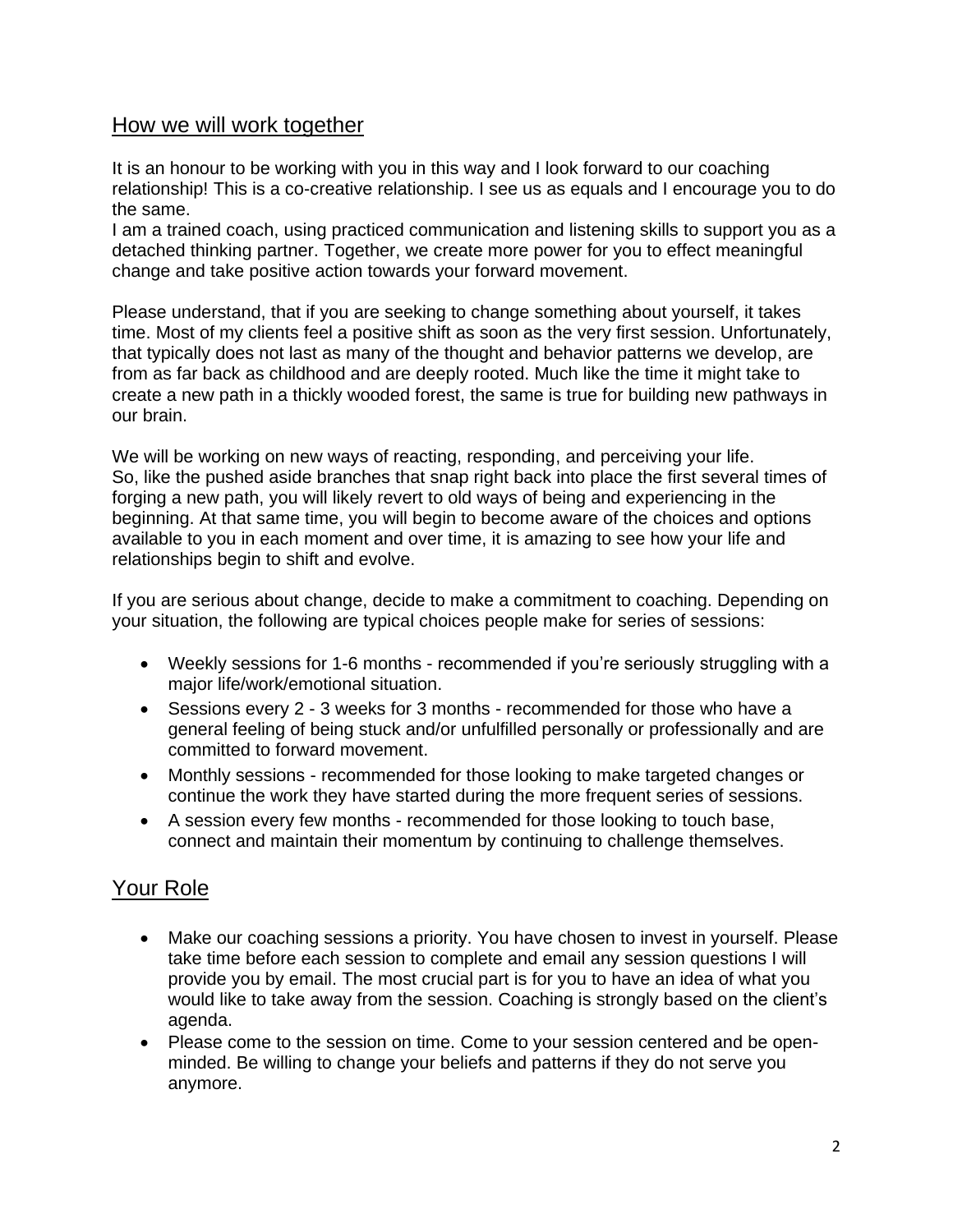## How we will work together

It is an honour to be working with you in this way and I look forward to our coaching relationship! This is a co-creative relationship. I see us as equals and I encourage you to do the same.
I am a trained coach, using practiced communication and listening skills to support you as a detached thinking partner. Together, we create more power for you to effect meaningful change and take positive action towards your forward movement.

Please understand, that if you are seeking to change something about yourself, it takes time. Most of my clients feel a positive shift as soon as the very first session. Unfortunately, that typically does not last as many of the thought and behavior patterns we develop, are from as far back as childhood and are deeply rooted. Much like the time it might take to create a new path in a thickly wooded forest, the same is true for building new pathways in our brain.

We will be working on new ways of reacting, responding, and perceiving your life.
So, like the pushed aside branches that snap right back into place the first several times of forging a new path, you will likely revert to old ways of being and experiencing in the beginning. At that same time, you will begin to become aware of the choices and options available to you in each moment and over time, it is amazing to see how your life and relationships begin to shift and evolve.

If you are serious about change, decide to make a commitment to coaching. Depending on your situation, the following are typical choices people make for series of sessions:

- Weekly sessions for 1-6 months - recommended if you're seriously struggling with a major life/work/emotional situation.
- Sessions every 2 - 3 weeks for 3 months - recommended for those who have a general feeling of being stuck and/or unfulfilled personally or professionally and are committed to forward movement.
- Monthly sessions - recommended for those looking to make targeted changes or continue the work they have started during the more frequent series of sessions.
- A session every few months - recommended for those looking to touch base, connect and maintain their momentum by continuing to challenge themselves.

## Your Role

- Make our coaching sessions a priority. You have chosen to invest in yourself. Please take time before each session to complete and email any session questions I will provide you by email. The most crucial part is for you to have an idea of what you would like to take away from the session. Coaching is strongly based on the client's agenda.
- Please come to the session on time. Come to your session centered and be open-minded. Be willing to change your beliefs and patterns if they do not serve you anymore.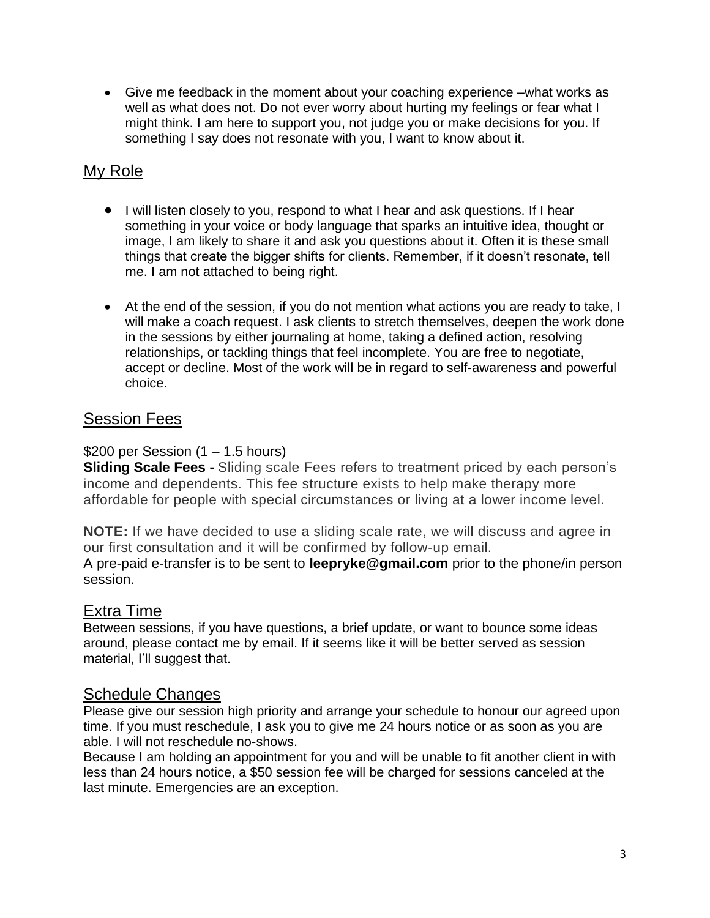- Give me feedback in the moment about your coaching experience –what works as well as what does not. Do not ever worry about hurting my feelings or fear what I might think. I am here to support you, not judge you or make decisions for you. If something I say does not resonate with you, I want to know about it.

## My Role

- I will listen closely to you, respond to what I hear and ask questions. If I hear something in your voice or body language that sparks an intuitive idea, thought or image, I am likely to share it and ask you questions about it. Often it is these small things that create the bigger shifts for clients. Remember, if it doesn't resonate, tell me. I am not attached to being right.

- At the end of the session, if you do not mention what actions you are ready to take, I will make a coach request. I ask clients to stretch themselves, deepen the work done in the sessions by either journaling at home, taking a defined action, resolving relationships, or tackling things that feel incomplete. You are free to negotiate, accept or decline. Most of the work will be in regard to self-awareness and powerful choice.

## Session Fees

$200 per Session (1 – 1.5 hours)
**Sliding Scale Fees -** Sliding scale Fees refers to treatment priced by each person's income and dependents. This fee structure exists to help make therapy more affordable for people with special circumstances or living at a lower income level.

**NOTE:** If we have decided to use a sliding scale rate, we will discuss and agree in our first consultation and it will be confirmed by follow-up email.
A pre-paid e-transfer is to be sent to **leepryke@gmail.com** prior to the phone/in person session.

## Extra Time

Between sessions, if you have questions, a brief update, or want to bounce some ideas around, please contact me by email. If it seems like it will be better served as session material, I'll suggest that.

## Schedule Changes

Please give our session high priority and arrange your schedule to honour our agreed upon time. If you must reschedule, I ask you to give me 24 hours notice or as soon as you are able. I will not reschedule no-shows.
Because I am holding an appointment for you and will be unable to fit another client in with less than 24 hours notice, a $50 session fee will be charged for sessions canceled at the last minute. Emergencies are an exception.